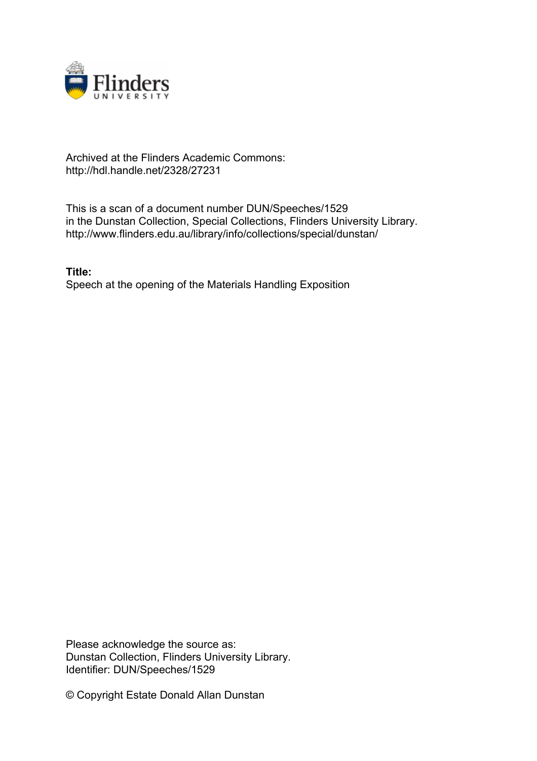Archived at the Flinders Academic Commons:
http://hdl.handle.net/2328/27231

This is a scan of a document number DUN/Speeches/1529
in the Dunstan Collection, Special Collections, Flinders University Library.
http://www.flinders.edu.au/library/info/collections/special/dunstan/

**Title:**
Speech at the opening of the Materials Handling Exposition

Please acknowledge the source as:
Dunstan Collection, Flinders University Library.
Identifier: DUN/Speeches/1529

© Copyright Estate Donald Allan Dunstan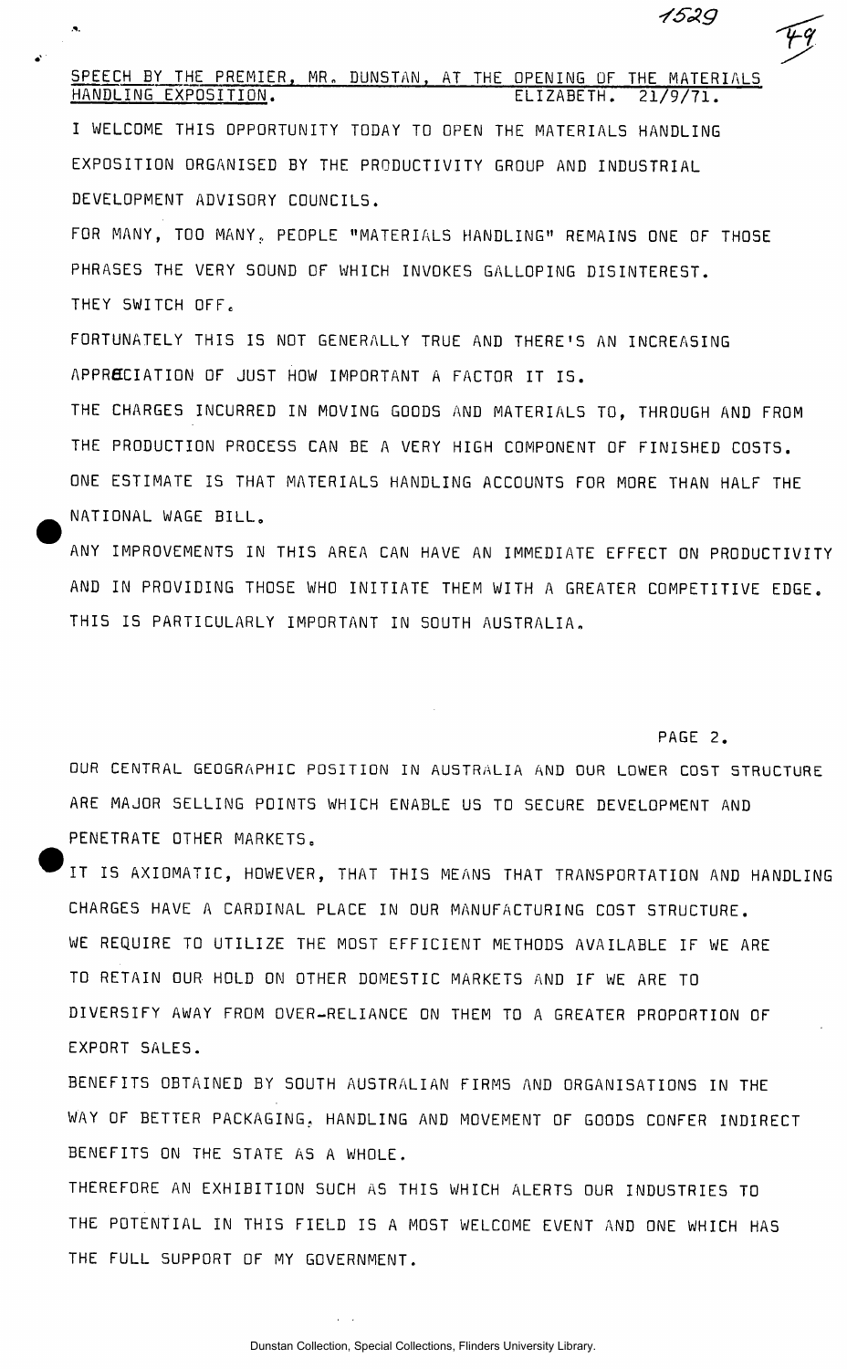SPEECH BY THE PREMIER, MR. DUNSTAN, AT THE OPENING OF THE MATERIALS HANDLING EXPOSITION. ELIZABETH. 21/9/71.

I WELCOME THIS OPPORTUNITY TODAY TO OPEN THE MATERIALS HANDLING EXPOSITION ORGANISED BY THE PRODUCTIVITY GROUP AND INDUSTRIAL DEVELOPMENT ADVISORY COUNCILS.

FOR MANY, TOO MANY, PEOPLE "MATERIALS HANDLING" REMAINS ONE OF THOSE PHRASES THE VERY SOUND OF WHICH INVOKES GALLOPING DISINTEREST.

THEY SWITCH OFF.

FORTUNATELY THIS IS NOT GENERALLY TRUE AND THERE'S AN INCREASING APPRECIATION OF JUST HOW IMPORTANT A FACTOR IT IS.

THE CHARGES INCURRED IN MOVING GOODS AND MATERIALS TO, THROUGH AND FROM THE PRODUCTION PROCESS CAN BE A VERY HIGH COMPONENT OF FINISHED COSTS.

ONE ESTIMATE IS THAT MATERIALS HANDLING ACCOUNTS FOR MORE THAN HALF THE NATIONAL WAGE BILL.

ANY IMPROVEMENTS IN THIS AREA CAN HAVE AN IMMEDIATE EFFECT ON PRODUCTIVITY AND IN PROVIDING THOSE WHO INITIATE THEM WITH A GREATER COMPETITIVE EDGE.

THIS IS PARTICULARLY IMPORTANT IN SOUTH AUSTRALIA.

OUR CENTRAL GEOGRAPHIC POSITION IN AUSTRALIA AND OUR LOWER COST STRUCTURE ARE MAJOR SELLING POINTS WHICH ENABLE US TO SECURE DEVELOPMENT AND PENETRATE OTHER MARKETS.

IT IS AXIOMATIC, HOWEVER, THAT THIS MEANS THAT TRANSPORTATION AND HANDLING CHARGES HAVE A CARDINAL PLACE IN OUR MANUFACTURING COST STRUCTURE.

WE REQUIRE TO UTILIZE THE MOST EFFICIENT METHODS AVAILABLE IF WE ARE TO RETAIN OUR HOLD ON OTHER DOMESTIC MARKETS AND IF WE ARE TO DIVERSIFY AWAY FROM OVER-RELIANCE ON THEM TO A GREATER PROPORTION OF EXPORT SALES.

BENEFITS OBTAINED BY SOUTH AUSTRALIAN FIRMS AND ORGANISATIONS IN THE WAY OF BETTER PACKAGING, HANDLING AND MOVEMENT OF GOODS CONFER INDIRECT BENEFITS ON THE STATE AS A WHOLE.

THEREFORE AN EXHIBITION SUCH AS THIS WHICH ALERTS OUR INDUSTRIES TO THE POTENTIAL IN THIS FIELD IS A MOST WELCOME EVENT AND ONE WHICH HAS THE FULL SUPPORT OF MY GOVERNMENT.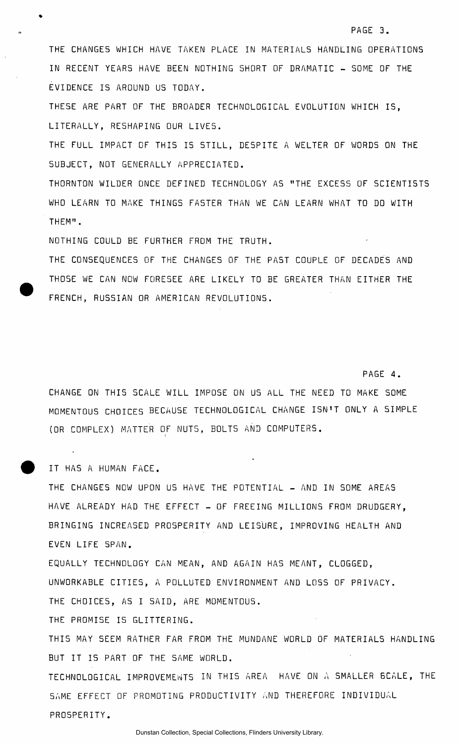THE CHANGES WHICH HAVE TAKEN PLACE IN MATERIALS HANDLING OPERATIONS IN RECENT YEARS HAVE BEEN NOTHING SHORT OF DRAMATIC - SOME OF THE EVIDENCE IS AROUND US TODAY.

THESE ARE PART OF THE BROADER TECHNOLOGICAL EVOLUTION WHICH IS, LITERALLY, RESHAPING OUR LIVES.

THE FULL IMPACT OF THIS IS STILL, DESPITE A WELTER OF WORDS ON THE SUBJECT, NOT GENERALLY APPRECIATED.

THORNTON WILDER ONCE DEFINED TECHNOLOGY AS "THE EXCESS OF SCIENTISTS WHO LEARN TO MAKE THINGS FASTER THAN WE CAN LEARN WHAT TO DO WITH THEM".

NOTHING COULD BE FURTHER FROM THE TRUTH.

THE CONSEQUENCES OF THE CHANGES OF THE PAST COUPLE OF DECADES AND THOSE WE CAN NOW FORESEE ARE LIKELY TO BE GREATER THAN EITHER THE FRENCH, RUSSIAN OR AMERICAN REVOLUTIONS.

CHANGE ON THIS SCALE WILL IMPOSE ON US ALL THE NEED TO MAKE SOME MOMENTOUS CHOICES BECAUSE TECHNOLOGICAL CHANGE ISN'T ONLY A SIMPLE (OR COMPLEX) MATTER OF NUTS, BOLTS AND COMPUTERS.

IT HAS A HUMAN FACE.

THE CHANGES NOW UPON US HAVE THE POTENTIAL - AND IN SOME AREAS HAVE ALREADY HAD THE EFFECT - OF FREEING MILLIONS FROM DRUDGERY, BRINGING INCREASED PROSPERITY AND LEISURE, IMPROVING HEALTH AND EVEN LIFE SPAN.

EQUALLY TECHNOLOGY CAN MEAN, AND AGAIN HAS MEANT, CLOGGED, UNWORKABLE CITIES, A POLLUTED ENVIRONMENT AND LOSS OF PRIVACY.

THE CHOICES, AS I SAID, ARE MOMENTOUS.

THE PROMISE IS GLITTERING.

THIS MAY SEEM RATHER FAR FROM THE MUNDANE WORLD OF MATERIALS HANDLING BUT IT IS PART OF THE SAME WORLD.

TECHNOLOGICAL IMPROVEMENTS IN THIS AREA HAVE ON A SMALLER SCALE, THE SAME EFFECT OF PROMOTING PRODUCTIVITY AND THEREFORE INDIVIDUAL PROSPERITY.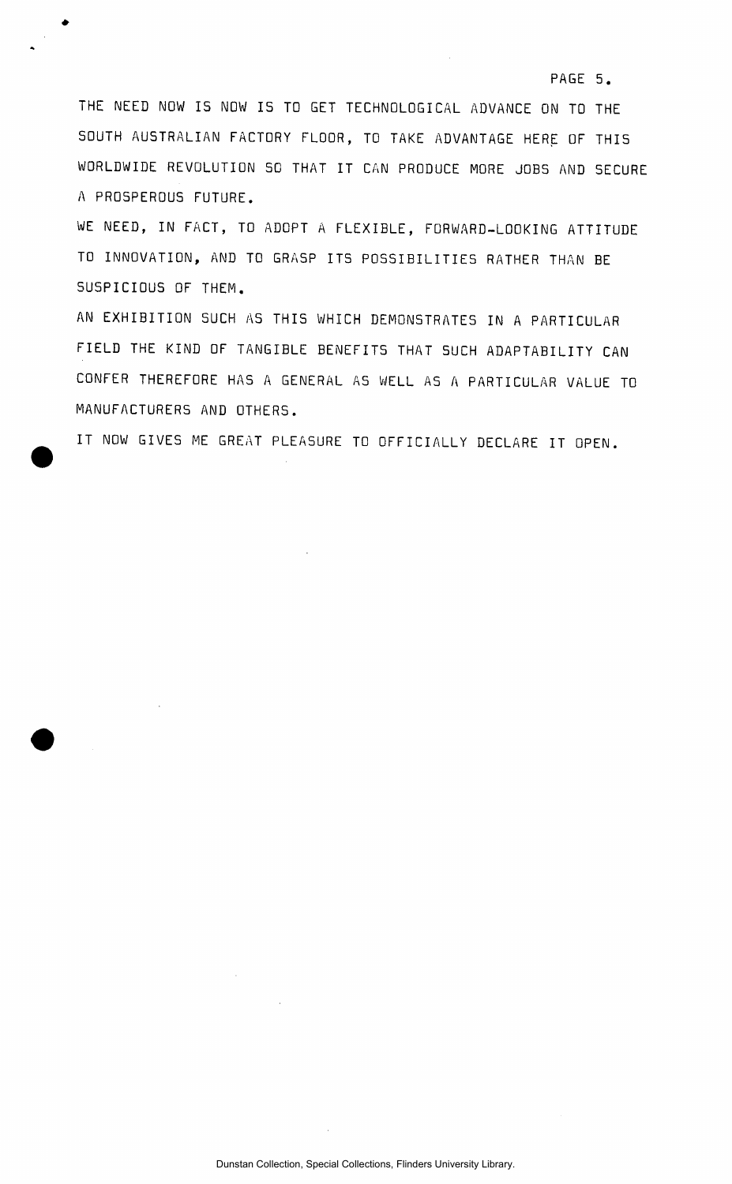THE NEED NOW IS NOW IS TO GET TECHNOLOGICAL ADVANCE ON TO THE SOUTH AUSTRALIAN FACTORY FLOOR, TO TAKE ADVANTAGE HERE OF THIS WORLDWIDE REVOLUTION SO THAT IT CAN PRODUCE MORE JOBS AND SECURE A PROSPEROUS FUTURE.

WE NEED, IN FACT, TO ADOPT A FLEXIBLE, FORWARD-LOOKING ATTITUDE TO INNOVATION, AND TO GRASP ITS POSSIBILITIES RATHER THAN BE SUSPICIOUS OF THEM.

AN EXHIBITION SUCH AS THIS WHICH DEMONSTRATES IN A PARTICULAR FIELD THE KIND OF TANGIBLE BENEFITS THAT SUCH ADAPTABILITY CAN CONFER THEREFORE HAS A GENERAL AS WELL AS A PARTICULAR VALUE TO MANUFACTURERS AND OTHERS.

IT NOW GIVES ME GREAT PLEASURE TO OFFICIALLY DECLARE IT OPEN.

Dunstan Collection, Special Collections, Flinders University Library.